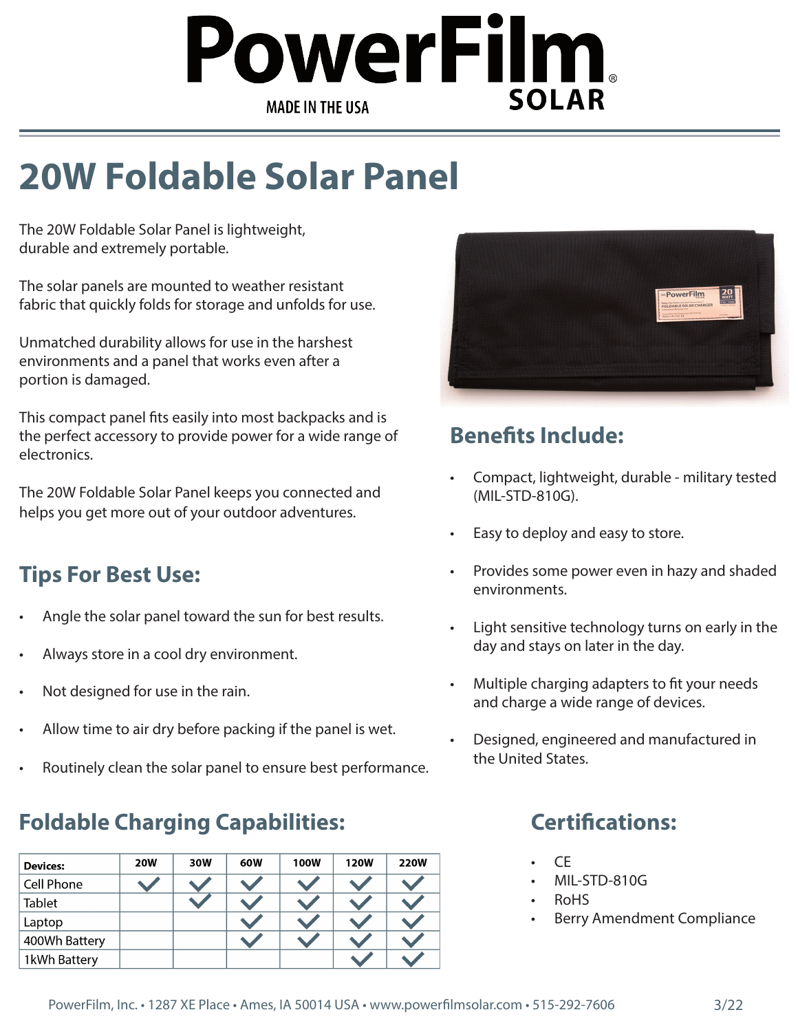PowerFilm SOLAR

MADE IN THE USA

# 20W Foldable Solar Panel

The 20W Foldable Solar Panel is lightweight, durable and extremely portable.

The solar panels are mounted to weather resistant fabric that quickly folds for storage and unfolds for use.

Unmatched durability allows for use in the harshest environments and a panel that works even after a portion is damaged.

This compact panel fits easily into most backpacks and is the perfect accessory to provide power for a wide range of electronics.

The 20W Foldable Solar Panel keeps you connected and helps you get more out of your outdoor adventures.

## Tips For Best Use:

- Angle the solar panel toward the sun for best results.
- Always store in a cool dry environment.
- Not designed for use in the rain.
- Allow time to air dry before packing if the panel is wet.
- Routinely clean the solar panel to ensure best performance.

## Benefits Include:

- Compact, lightweight, durable - military tested (MIL-STD-810G).
- Easy to deploy and easy to store.
- Provides some power even in hazy and shaded environments.
- Light sensitive technology turns on early in the day and stays on later in the day.
- Multiple charging adapters to fit your needs and charge a wide range of devices.
- Designed, engineered and manufactured in the United States.

## Foldable Charging Capabilities:

| Devices: | 20W | 30W | 60W | 100W | 120W | 220W |
|---|---|---|---|---|---|---|
| Cell Phone | ✓ | ✓ | ✓ | ✓ | ✓ | ✓ |
| Tablet | | ✓ | ✓ | ✓ | ✓ | ✓ |
| Laptop | | | ✓ | ✓ | ✓ | ✓ |
| 400Wh Battery | | | ✓ | ✓ | ✓ | ✓ |
| 1kWh Battery | | | | | ✓ | ✓ |

## Certifications:

- CE
- MIL-STD-810G
- RoHS
- Berry Amendment Compliance

PowerFilm, Inc. • 1287 XE Place • Ames, IA 50014 USA • www.powerfilmsolar.com • 515-292-7606 3/22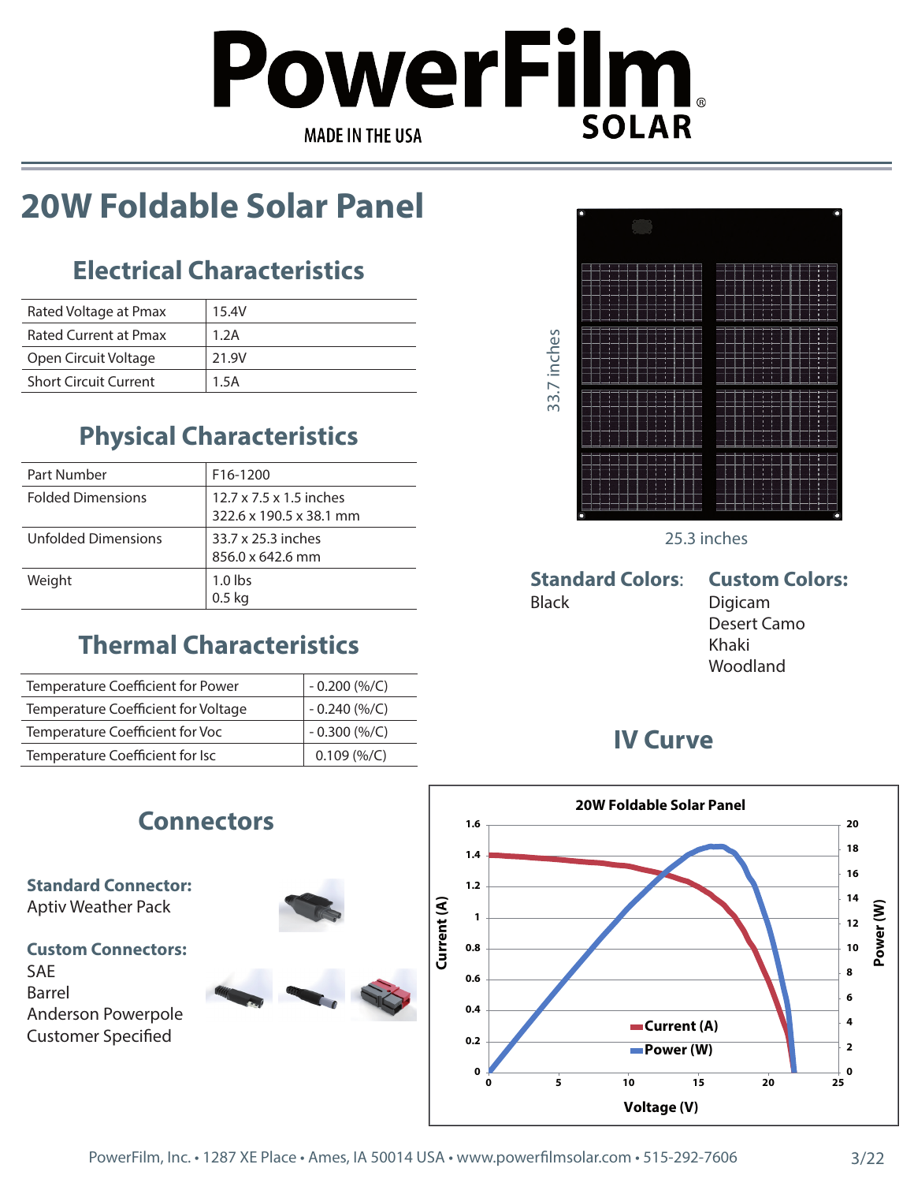# PowerFilm® SOLAR

MADE IN THE USA

## 20W Foldable Solar Panel

### Electrical Characteristics

| | |
|---|---|
| Rated Voltage at Pmax | 15.4V |
| Rated Current at Pmax | 1.2A |
| Open Circuit Voltage | 21.9V |
| Short Circuit Current | 1.5A |

### Physical Characteristics

| | |
|---|---|
| Part Number | F16-1200 |
| Folded Dimensions | 12.7 x 7.5 x 1.5 inches<br>322.6 x 190.5 x 38.1 mm |
| Unfolded Dimensions | 33.7 x 25.3 inches<br>856.0 x 642.6 mm |
| Weight | 1.0 lbs<br>0.5 kg |

### Thermal Characteristics

| | |
|---|---|
| Temperature Coefficient for Power | - 0.200 (%/C) |
| Temperature Coefficient for Voltage | - 0.240 (%/C) |
| Temperature Coefficient for Voc | - 0.300 (%/C) |
| Temperature Coefficient for Isc | 0.109 (%/C) |

33.7 inches

25.3 inches

**Standard Colors:**
Black

**Custom Colors:**
Digicam
Desert Camo
Khaki
Woodland

### Connectors

**Standard Connector:**
Aptiv Weather Pack

**Custom Connectors:**
SAE
Barrel
Anderson Powerpole
Customer Specified

### IV Curve

20W Foldable Solar Panel

Current (A)

Power (W)

Voltage (V)

0, 0.2, 0.4, 0.6, 0.8, 1, 1.2, 1.4, 1.6

0, 2, 4, 6, 8, 10, 12, 14, 16, 18, 20

0, 5, 10, 15, 20, 25

PowerFilm, Inc. • 1287 XE Place • Ames, IA 50014 USA • www.powerfilmsolar.com • 515-292-7606

3/22